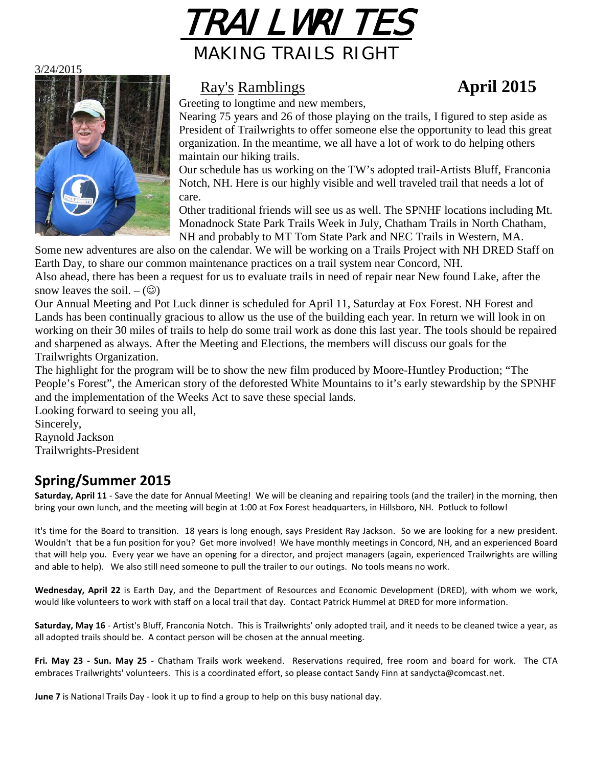# TRAILWRITES

## MAKING TRAILS RIGHT

3/24/2015

## Ray's Ramblings — April 2015

Greeting to longtime and new members,

Nearing 75 years and 26 of those playing on the trails, I figured to step aside as President of Trailwrights to offer someone else the opportunity to lead this great organization. In the meantime, we all have a lot of work to do helping others maintain our hiking trails.

Our schedule has us working on the TW's adopted trail-Artists Bluff, Franconia Notch, NH. Here is our highly visible and well traveled trail that needs a lot of care.

Other traditional friends will see us as well. The SPNHF locations including Mt. Monadnock State Park Trails Week in July, Chatham Trails in North Chatham, NH and probably to MT Tom State Park and NEC Trails in Western, MA.

Some new adventures are also on the calendar. We will be working on a Trails Project with NH DRED Staff on Earth Day, to share our common maintenance practices on a trail system near Concord, NH.

Also ahead, there has been a request for us to evaluate trails in need of repair near New found Lake, after the snow leaves the soil. – (☺)

Our Annual Meeting and Pot Luck dinner is scheduled for April 11, Saturday at Fox Forest. NH Forest and Lands has been continually gracious to allow us the use of the building each year. In return we will look in on working on their 30 miles of trails to help do some trail work as done this last year. The tools should be repaired and sharpened as always. After the Meeting and Elections, the members will discuss our goals for the Trailwrights Organization.

The highlight for the program will be to show the new film produced by Moore-Huntley Production; "The People's Forest", the American story of the deforested White Mountains to it's early stewardship by the SPNHF and the implementation of the Weeks Act to save these special lands.

Looking forward to seeing you all,

Sincerely,

Raynold Jackson

Trailwrights-President

## Spring/Summer 2015

**Saturday, April 11** - Save the date for Annual Meeting! We will be cleaning and repairing tools (and the trailer) in the morning, then bring your own lunch, and the meeting will begin at 1:00 at Fox Forest headquarters, in Hillsboro, NH. Potluck to follow!

It's time for the Board to transition. 18 years is long enough, says President Ray Jackson. So we are looking for a new president. Wouldn't that be a fun position for you? Get more involved! We have monthly meetings in Concord, NH, and an experienced Board that will help you. Every year we have an opening for a director, and project managers (again, experienced Trailwrights are willing and able to help). We also still need someone to pull the trailer to our outings. No tools means no work.

**Wednesday, April 22** is Earth Day, and the Department of Resources and Economic Development (DRED), with whom we work, would like volunteers to work with staff on a local trail that day. Contact Patrick Hummel at DRED for more information.

**Saturday, May 16** - Artist's Bluff, Franconia Notch. This is Trailwrights' only adopted trail, and it needs to be cleaned twice a year, as all adopted trails should be. A contact person will be chosen at the annual meeting.

**Fri. May 23 - Sun. May 25** - Chatham Trails work weekend. Reservations required, free room and board for work. The CTA embraces Trailwrights' volunteers. This is a coordinated effort, so please contact Sandy Finn at sandycta@comcast.net.

**June 7** is National Trails Day - look it up to find a group to help on this busy national day.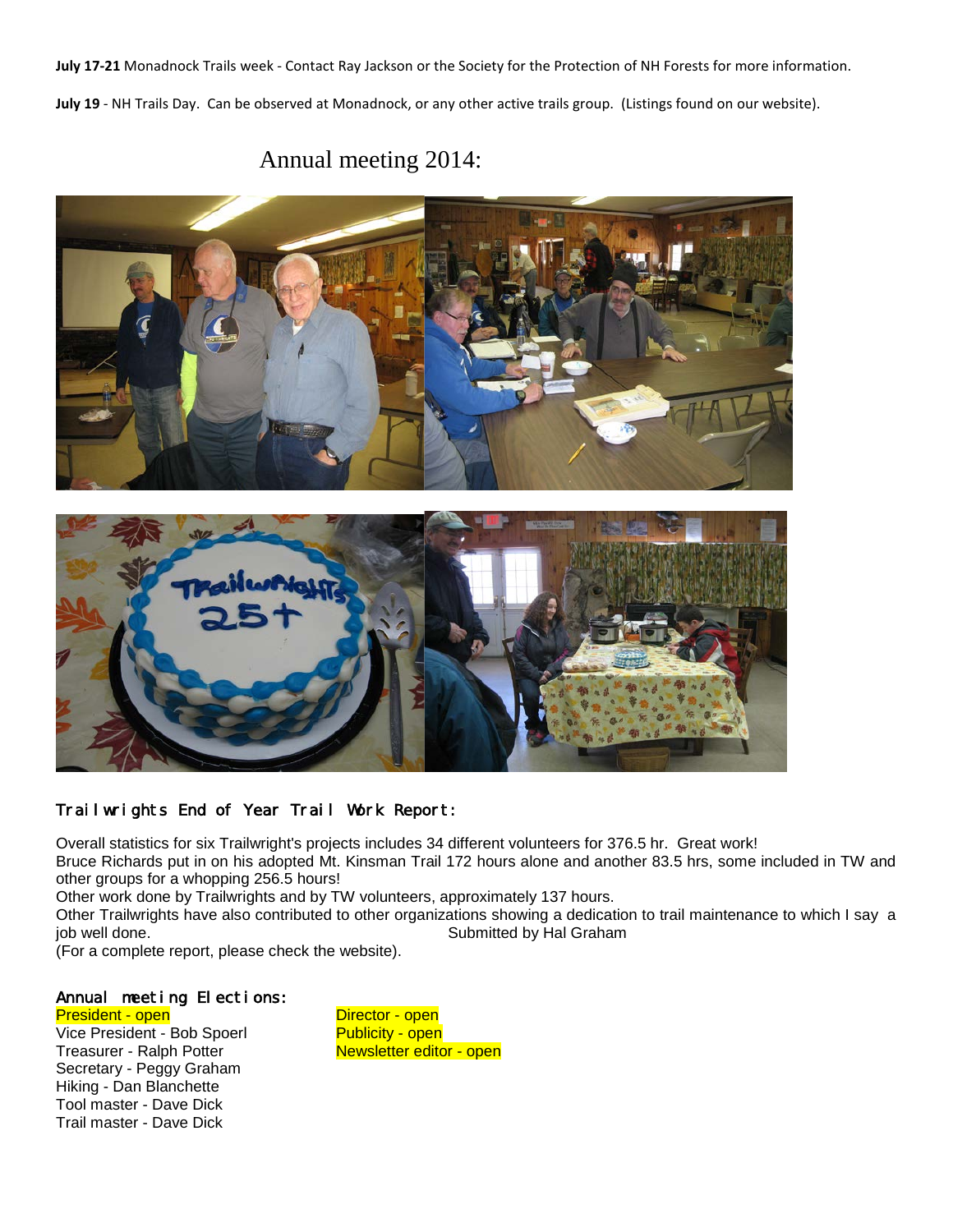**July 17-21** Monadnock Trails week - Contact Ray Jackson or the Society for the Protection of NH Forests for more information.

**July 19** - NH Trails Day. Can be observed at Monadnock, or any other active trails group. (Listings found on our website).

## Annual meeting 2014:

### Trailwrights End of Year Trail Work Report:

Overall statistics for six Trailwright's projects includes 34 different volunteers for 376.5 hr. Great work!
Bruce Richards put in on his adopted Mt. Kinsman Trail 172 hours alone and another 83.5 hrs, some included in TW and other groups for a whopping 256.5 hours!
Other work done by Trailwrights and by TW volunteers, approximately 137 hours.
Other Trailwrights have also contributed to other organizations showing a dedication to trail maintenance to which I say a job well done. Submitted by Hal Graham
(For a complete report, please check the website).

### Annual meeting Elections:

President - open
Vice President - Bob Spoerl
Treasurer - Ralph Potter
Secretary - Peggy Graham
Hiking - Dan Blanchette
Tool master - Dave Dick
Trail master - Dave Dick

Director - open
Publicity - open
Newsletter editor - open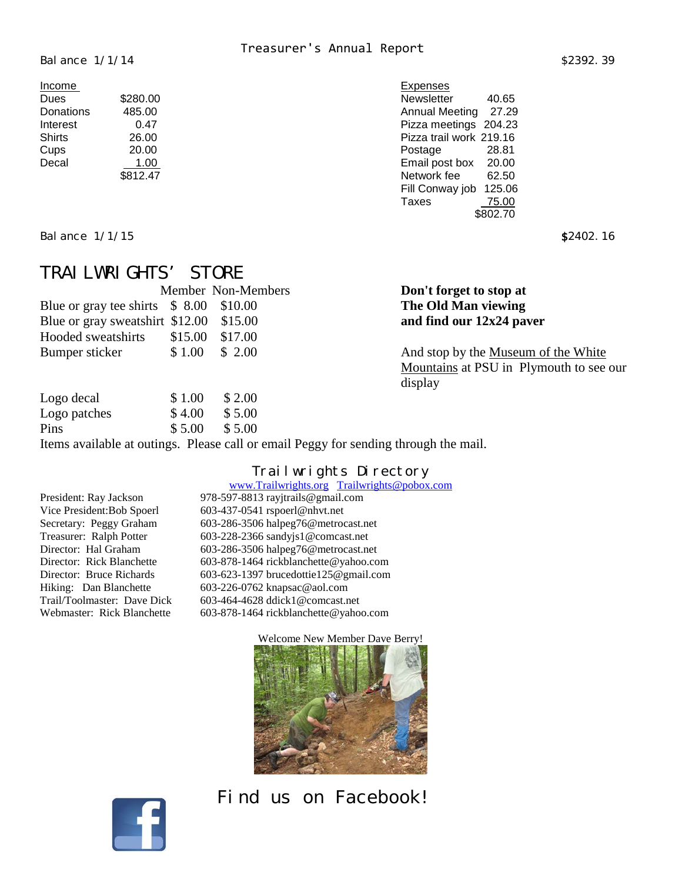# Treasurer's Annual Report

Balance 1/1/14 $2392.39

| Income | |
|---|---|
| Dues | $280.00 |
| Donations | 485.00 |
| Interest | 0.47 |
| Shirts | 26.00 |
| Cups | 20.00 |
| Decal | 1.00 |
| | $812.47 |

| Expenses | |
|---|---|
| Newsletter | 40.65 |
| Annual Meeting | 27.29 |
| Pizza meetings | 204.23 |
| Pizza trail work | 219.16 |
| Postage | 28.81 |
| Email post box | 20.00 |
| Network fee | 62.50 |
| Fill Conway job | 125.06 |
| Taxes | 75.00 |
| | $802.70 |

Balance 1/1/15 $2402.16

## TRAILWRIGHTS' STORE

| | Member | Non-Members |
|---|---|---|
| Blue or gray tee shirts | $ 8.00 | $10.00 |
| Blue or gray sweatshirt | $12.00 | $15.00 |
| Hooded sweatshirts | $15.00 | $17.00 |
| Bumper sticker | $ 1.00 | $ 2.00 |
| Logo decal | $ 1.00 | $ 2.00 |
| Logo patches | $ 4.00 | $ 5.00 |
| Pins | $ 5.00 | $ 5.00 |

Items available at outings. Please call or email Peggy for sending through the mail.

**Don't forget to stop at The Old Man viewing and find our 12x24 paver**

And stop by the Museum of the White Mountains at PSU in Plymouth to see our display

## Trailwrights Directory

www.Trailwrights.org Trailwrights@pobox.com

| | |
|---|---|
| President: Ray Jackson | 978-597-8813 rayjtrails@gmail.com |
| Vice President: Bob Spoerl | 603-437-0541 rspoerl@nhvt.net |
| Secretary: Peggy Graham | 603-286-3506 halpeg76@metrocast.net |
| Treasurer: Ralph Potter | 603-228-2366 sandyjs1@comcast.net |
| Director: Hal Graham | 603-286-3506 halpeg76@metrocast.net |
| Director: Rick Blanchette | 603-878-1464 rickblanchette@yahoo.com |
| Director: Bruce Richards | 603-623-1397 brucedottie125@gmail.com |
| Hiking: Dan Blanchette | 603-226-0762 knapsac@aol.com |
| Trail/Toolmaster: Dave Dick | 603-464-4628 ddick1@comcast.net |
| Webmaster: Rick Blanchette | 603-878-1464 rickblanchette@yahoo.com |

Welcome New Member Dave Berry!

Find us on Facebook!